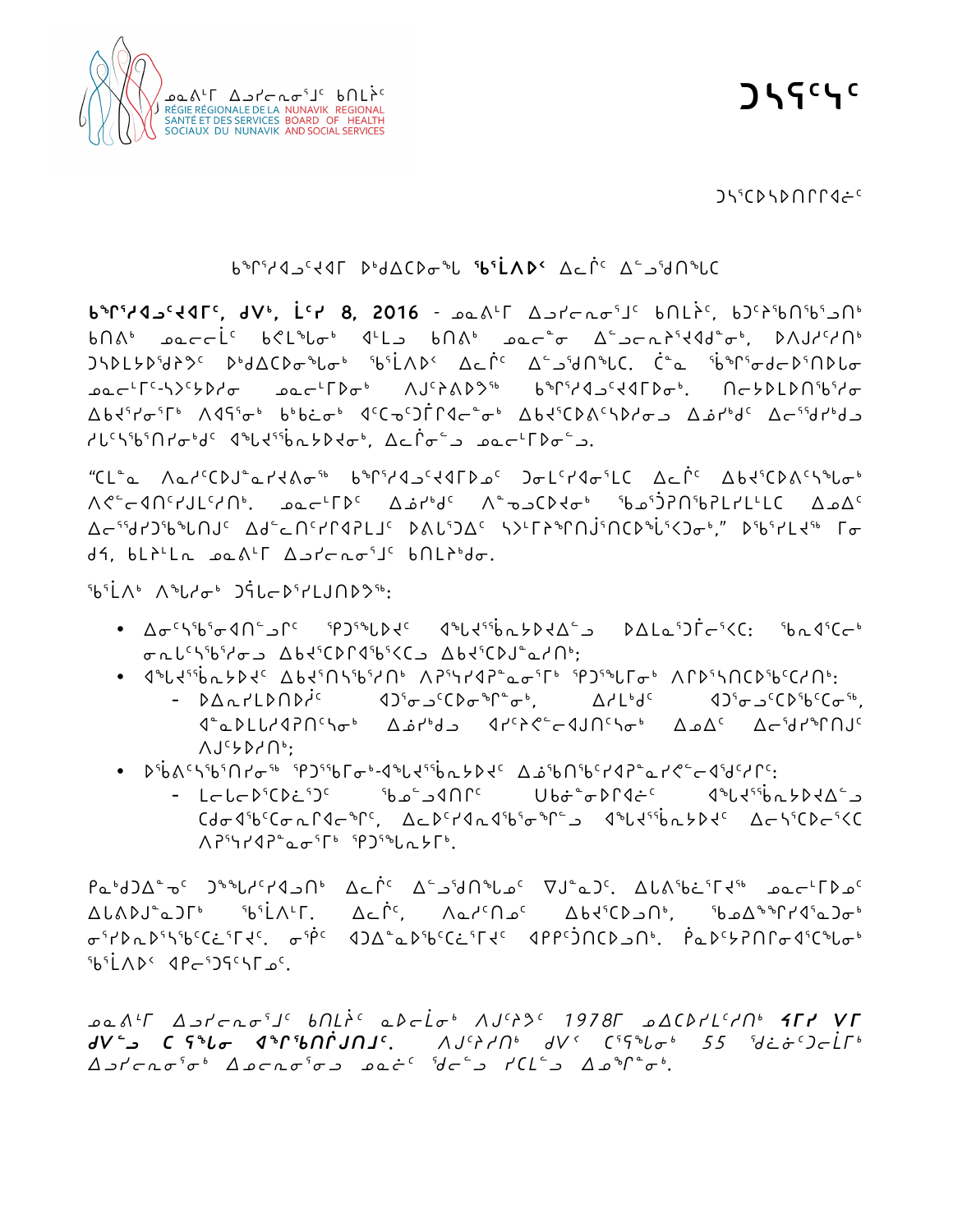ᓄᓇᕕᒻᒥ ᐃᓗᓯᓕᕆᓂᕐᒧᑦ ᑲᑎᒪᔩᑦ
RÉGIE RÉGIONALE DE LA SANTÉ ET DES SERVICES SOCIAUX DU NUNAVIK
NUNAVIK REGIONAL BOARD OF HEALTH AND SOCIAL SERVICES

# ᑐᓴᕋᑦᓴᑦ

ᑐᓴᕐᑕᐅᓴᐅᑎᒋᐊᓕᑦ

## ᑲᖏᕐᓱᐊᓗᒃᔪᐊᒥ ᐅᒃᑯᐃᑕᐅᓂᖓ ᖃᕐᒪᐱᐅᑉ ᐃᓚᒌᑦ ᐃᓪᓗᕐᑯᑎᖓᑕ

**ᑲᖏᕐᓱᐊᓗᒃᔪᐊᒥᑦ, ᑯᐯᒃ, ᒫᑦᓯ 8, 2016** - ᓄᓇᕕᒻᒥ ᐃᓗᓯᓕᕆᓂᕐᒧᑦ ᑲᑎᒪᔩᑦ, ᑲᑐᑦᔨᕐᑲᑎᕐᑲᕐᓗᑎᒃ ᑲᑎᕕᒃ ᓄᓇᓕᓕᒫᑦ ᑲᕙᒪᖓᓂᒃ ᐊᒻᒪᓗ ᑲᑎᕕᒃ ᓄᓇᓕᓐᓂ ᐃᓪᓗᓕᕆᔨᕐᔪᐊᑯᓐᓂᒃ, ᐅᐱᒍᓱᑦᓯᑎᒃ ᑐᓴᐅᒪᔭᐅᑯᕐᔾᔪᑦ ᐅᒃᑯᐃᑕᐅᓂᖓᓂᒃ ᖃᕐᒪᐱᐅᑉ ᐃᓚᒌᑦ ᐃᓪᓗᕐᑯᑎᖓᑕ. ᑖᓐᓇ ᖃᕐᒥᕐᓂᑯᓕᐅᕐᑎᐅᒪᓂ ᓄᓇᓕᒻᒥᑦ-ᓴᐳᑦᔭᐅᓯᓂ ᓄᓇᓕᒻᒥᐅᓂᒃ ᐱᒍᑦᔨᕕᐅᕝᕗ ᑲᖏᕐᓱᐊᓗᒃᔪᐊᒥᐅᓂᒃ. ᑎᓕᔭᐅᒪᐅᑎᕐᑲᕐᓯᓂ ᐃᑲᔪᕐᓯᓂᕐᒥᒃ ᐱᐊᕋᕐᓂᒃ ᑲᑲᓛᓂᒃ ᐊᑦᑕᓅᑐᒦᒥᐊᓕᓐᓂᒃ ᐃᑲᔪᕐᑕᐅᕕᑦᓴᐅᓯᓂᓗ ᐃᓅᓯᒃᑯᑦ ᐃᓕᓐᖏᑯᓯᒃᑯᓗ ᓱᒪᑦᓴᕐᑲᕐᑎᓯᓂᒃᑯᑦ ᐊᖓᔪᖅᑲᖓᓴᐅᔪᓂᒃ, ᐃᓚᒌᓂᓪᓗ ᓄᓇᓕᒻᒥᐅᓂᓪᓗ.

"ᑕᒪᓐᓇ ᐱᓇᓱᑦᑕᐅᒍᓐᓇᓯᔪᕕᓂᖅ ᑲᖏᕐᓱᐊᓗᒃᔪᐊᒥᐅᓄᑦ ᑐᓂᒪᑦᓯᐊᓂᕐᒪᑕ ᐃᓚᒌᑦ ᐃᑲᔪᕐᑕᐅᕕᑦᓴᖓᓂᒃ ᐱᕚᓪᓕᐊᑎᑦᓯᒍᒪᓪᓯᑎᒃ. ᓄᓇᓕᒻᒥᐅᑦ ᐃᓅᓯᒃᑯᑦ ᐱᓐᓄᓗᑕᐅᕙᓂᒃ ᖃᓄᕐᑑᕈᑎᕐᑲᕈᒪᓯᒪᓪᒪᑕ ᐃᓄᐃᑦ ᐃᓕᖕᖏᑐᕐᑲᕐᒪᑎᒍᑦ ᐃᑯᓪᓚᑎᑦᓯᒋᐊᕈᒪᒍᑦ ᐅᕕᒪᕐᑐᑦ ᓴᐳᒥᕐᔨᒋᐊᕐᑎᑦᓯᑕᐅᓯᕐᑳᕐᑐᓂᒃ," ᐅᖃᕐᓯᒪᔪᖅ ᒥᓂ ᑯᕋ, ᑲᒪᔨᒻᒪᕆ ᓄᓇᕕᒻᒥ ᐃᓗᓯᓕᕆᓂᕐᒧᑦ ᑲᑎᒪᔨᒃᑯᓐᓂ.

ᖃᕐᒪᐱᒃ ᐱᕙᓯᓂᒃ ᑐᕋᓕᐅᕐᓯᒪᒍᑎᐅᔪᖅ:

- ᐃᓂᑦᓴᕐᑲᕐᓂᐊᑎᓗᒥᑦ ᕿᑐᕐᖓᐅᔪᑦ ᐊᖓᔪᖅᑲᖓᓴᐅᔪᐃᓗ ᐅᐃᒪᓇᕐᑑᑎᓕᕐᑰᑦ: ᖃᓇᔪᑦᑕᓕᒃ ᓂᖓᓚᑦᓴᕐᓯᓂᓗ ᐃᑲᔪᕐᑕᐅᒥᐊᕐᑲᕐᑰᑕᓗ ᐃᑲᔪᕐᑕᐅᒍᓐᓇᓯᑎᒃ;
- ᐊᖓᔪᖅᑲᖓᓴᐅᔪᑦ ᐃᑲᔪᕐᑎᓴᕐᑲᕐᓯᑎᒃ ᐱᕐᓴᓯᐊᕐᓇᓂᕐᒥᒃ ᕿᑐᕐᖓᒥᓂᒃ ᐱᕆᐅᕐᓴᑎᑕᐅᕐᑲᑦᑕᓯᑎᒃ:
  - ᐅᐃᓇᓯᒪᐅᑎᐅᔾᔨᑦ ᐊᑐᕐᓂᓗᑦᑕᐅᓂᖕᒥᓂᒃ, ᐃᓯᒪᒃᑯᑦ ᐊᑐᕐᓂᓗᑦᑕᐅᕐᑲᑦᑕᓂᖕ, ᐊᓐᓇᐅᒪᒐᓱᐊᕈᑎᑦᓴᓂᒃ ᐃᓅᓯᒃᑯᓗ ᐊᓯᑦᔨᕚᓪᓕᐊᒍᑎᑦᓴᓂᒃ ᐃᓄᐃᑦ ᐃᓕᖕᖏᑐᕐᒥᒍᑦ ᐱᒍᑦᓴᐅᓯᑎᒃ;
- ᐅᖃᐅᓯᑦᓴᕐᑎᓯᓂᖅ ᕿᑐᕐᖓᒥᓂᒃ-ᐊᖓᔪᖅᑲᖓᓴᐅᔪᑦ ᐃᓅᕐᑲᑎᕐᑲᕐᓯᐊᕆᓐᓇᓯᕙᓪᓕᐊᕐᑯᑎᓯᒥᑦ:
  - ᒪᓕᒪᓕᐅᕐᑕᐅᓂᕐᑐᑦ ᖃᓄᓪᓗᐊᑎᒥᑦ ᑌᑲᓐᓇᐅᒥᐊᓕᑦ ᐊᖓᔪᖅᑲᖓᓴᐅᔪᐃᓪᓗ ᑕᑯᓂᐊᕐᑲᑦᑕᓇᒥᐊᓕᕐᒥᑦ, ᐃᓚᐅᑦᓯᐊᓇᐊᕐᑲᓂᕐᒥᓪᓗ ᐊᖓᔪᖅᑲᖓᓴᐅᔪᑦ ᐃᓕᓴᑦᑕᐅᓕᕐᑰᑕ ᐱᕐᓴᓯᐊᕐᓇᓂᕐᒥᒃ ᕿᑐᕐᖓᓇᓴᒥᒃ.

ᑭᓇᒃᑯᐃᓐᓄᑦ ᑐᕐᖓᓯᑦᓯᐊᓗᑎᒃ ᐃᓚᒌᑦ ᐃᓪᓗᕐᑯᑎᖓᓄᑦ ᐁᒍᓐᓇᑐᑦ. ᐃᓚᕕᕐᑲᕐᒥᔪᖅ ᓄᓇᓕᒻᒥᐅᓄᑦ ᐃᓚᕕᒍᓐᓇᑐᒥᒃ ᖃᕐᒪᐱᒻᒥ. ᐃᓚᒌᑦ, ᐱᓇᓱᑦᑎᓄᑦ ᐃᑲᔪᕐᑕᐅᓗᑎᒃ, ᖃᓄᐃᖕᖏᓕᐅᕐᓂᐊᕐᓇᕐᑐᓂᒃ ᓂᕐᓯᐅᓇᐅᓴᕐᑲᕐᑕᓛᕐᒥᔪᑦ. ᓂᕿᑦ ᐊᑐᐃᓐᓇᐅᕐᑲᑦᑖᕐᒥᔪᑦ ᐊᑭᑦᑐᑎᑕᐅᓗᑎᒃ. ᑮᓇᐅᑦᓴᐱᑎᒥᓂᐊᕐᑕᐅᓂᒃ ᖃᕐᒪᐱᒃ ᐊᑭᓕᕐᑐᕋᑦᓴᒥᓄᑦ.

*ᓄᓇᕕᒻᒥ ᐃᓗᓯᓕᕆᓂᕐᒧᑦ ᑲᑎᒪᔩᑦ ᓇᐅᓕᒫᓂᒃ ᐱᒍᑦᔨᔪᑦ 1978ᒥ ᓄᐃᑕᐅᓯᒪᓪᓯᑎᒃ **ᕗᒥᓯ ᐯᒥ ᑯᐯᓪᓗ ᑕ ᕋᖓᓂ ᐊᖏᕐᑲᑎᓪᒍᑎᒧᑦ**. ᐱᒍᑦᔨᓯᑎᒃ ᑯᐯᒃ ᑕᕐᕋᖓᓂᒃ 55 ᖁᓚᓃᑦᑐᓕᒻᒥᒃ ᐃᓗᓯᓕᕆᓂᕐᓂᒃ ᐃᓄᓕᕆᓂᕐᓂᓗ ᓄᓇᓖᑦ ᖁᓪᓗ ᓯᑕᒪᓗ ᐃᓄᖏᓐᓂᒃ.*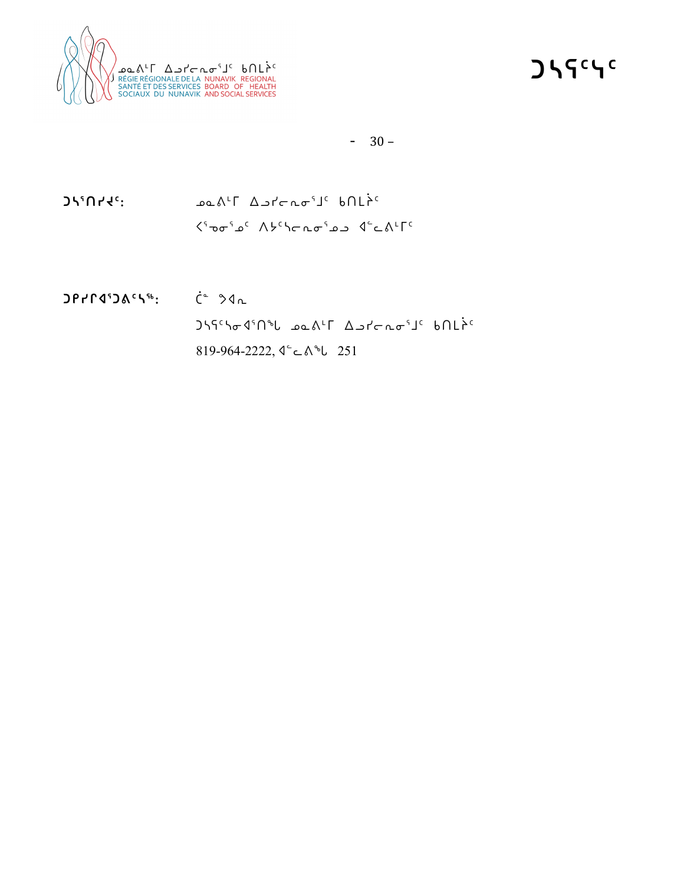# ᑐᓴᕋᓴᑦ

- 30 –

ᑐᓴᕐᑎᓯᔪᑦ: ᓄᓇᕕᒻᒥ ᐃᓗᓯᓕᕆᓂᕐᒧᑦ ᑲᑎᒪᔨᑦ
ᐸᕐᓀᓂᕐᓄᑦ ᐱᔭᑦᓴᓕᕆᓂᕐᓄᓗ ᐊᓪᓚᕕᒻᒥᑦ

ᑐᑭᓯᒋᐊᕐᑐᕕᑦᓴᖅ: ᑖ ᕗᐊᕆ
ᑐᓴᕋᑦᓴᓂᐊᕐᑎᖃ ᓄᓇᕕᒻᒥ ᐃᓗᓯᓕᕆᓂᕐᒧᑦ ᑲᑎᒪᔩᑦ
819-964-2222, ᐊᓪᓚᕕᖃ 251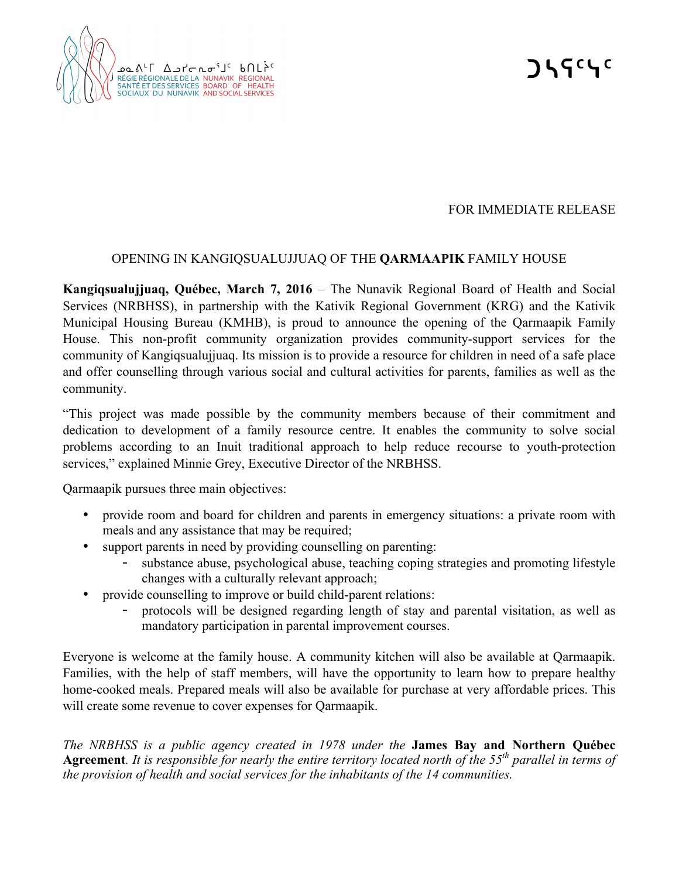ᓄᓇᕕᒻᒥ ᐃᓗᓯᓕᕆᓂᖅᑯᓪ ᑲᑎᒪᔩᑦ
RÉGIE RÉGIONALE DE LA SANTÉ ET DES SERVICES SOCIAUX DU NUNAVIK
NUNAVIK REGIONAL BOARD OF HEALTH AND SOCIAL SERVICES

ᑐᓴᕐᑕᐅ

FOR IMMEDIATE RELEASE

## OPENING IN KANGIQSUALUJJUAQ OF THE **QARMAAPIK** FAMILY HOUSE

**Kangiqsualujjuaq, Québec, March 7, 2016** – The Nunavik Regional Board of Health and Social Services (NRBHSS), in partnership with the Kativik Regional Government (KRG) and the Kativik Municipal Housing Bureau (KMHB), is proud to announce the opening of the Qarmaapik Family House. This non-profit community organization provides community-support services for the community of Kangiqsualujjuaq. Its mission is to provide a resource for children in need of a safe place and offer counselling through various social and cultural activities for parents, families as well as the community.

"This project was made possible by the community members because of their commitment and dedication to development of a family resource centre. It enables the community to solve social problems according to an Inuit traditional approach to help reduce recourse to youth-protection services," explained Minnie Grey, Executive Director of the NRBHSS.

Qarmaapik pursues three main objectives:

- provide room and board for children and parents in emergency situations: a private room with meals and any assistance that may be required;
- support parents in need by providing counselling on parenting:
  - substance abuse, psychological abuse, teaching coping strategies and promoting lifestyle changes with a culturally relevant approach;
- provide counselling to improve or build child-parent relations:
  - protocols will be designed regarding length of stay and parental visitation, as well as mandatory participation in parental improvement courses.

Everyone is welcome at the family house. A community kitchen will also be available at Qarmaapik. Families, with the help of staff members, will have the opportunity to learn how to prepare healthy home-cooked meals. Prepared meals will also be available for purchase at very affordable prices. This will create some revenue to cover expenses for Qarmaapik.

*The NRBHSS is a public agency created in 1978 under the* **James Bay and Northern Québec Agreement**. *It is responsible for nearly the entire territory located north of the 55th parallel in terms of the provision of health and social services for the inhabitants of the 14 communities.*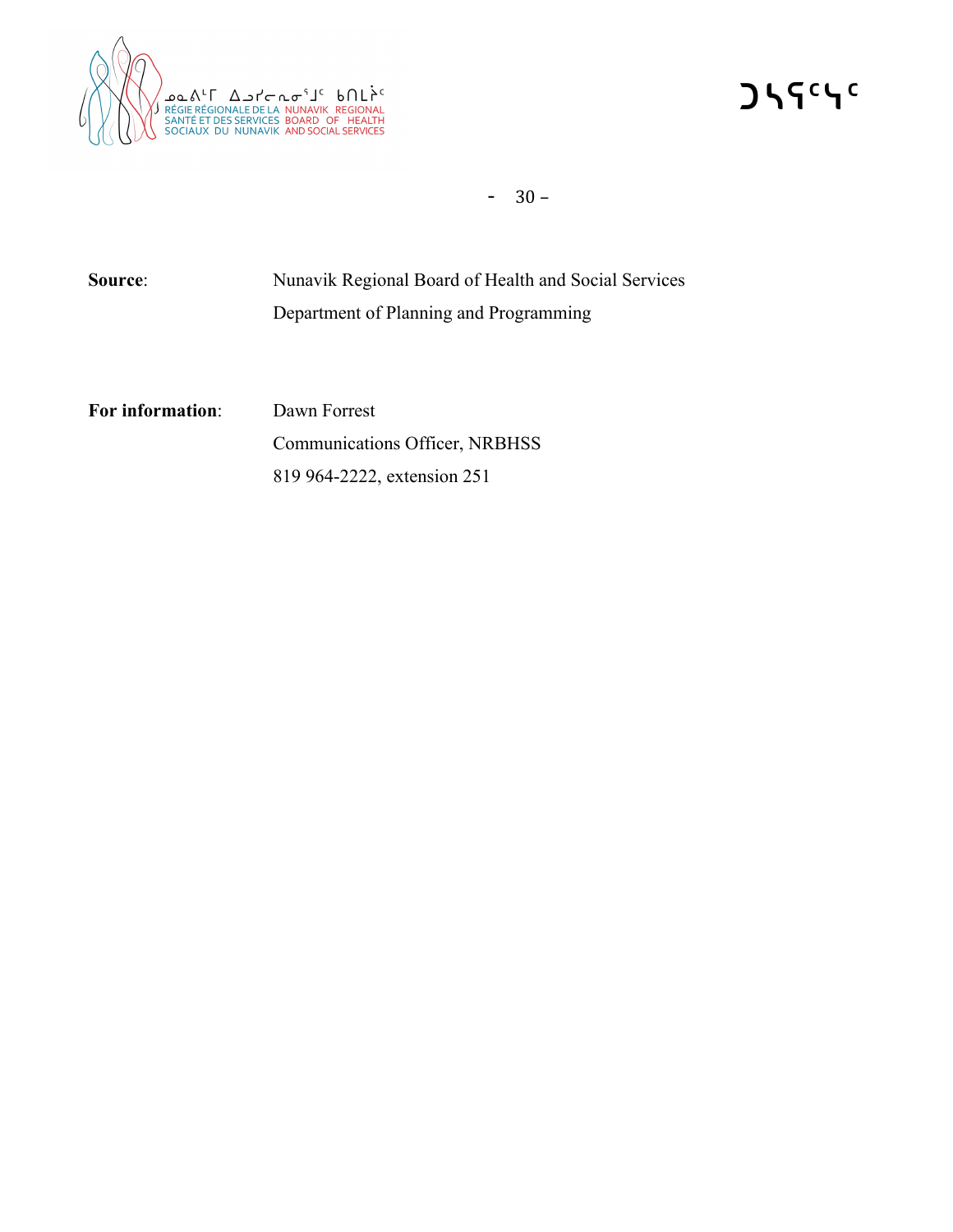ᑐᓴᕐᑲᓴᑦ

\- 30 –

**Source**: Nunavik Regional Board of Health and Social Services
Department of Planning and Programming

**For information**: Dawn Forrest
Communications Officer, NRBHSS
819 964-2222, extension 251